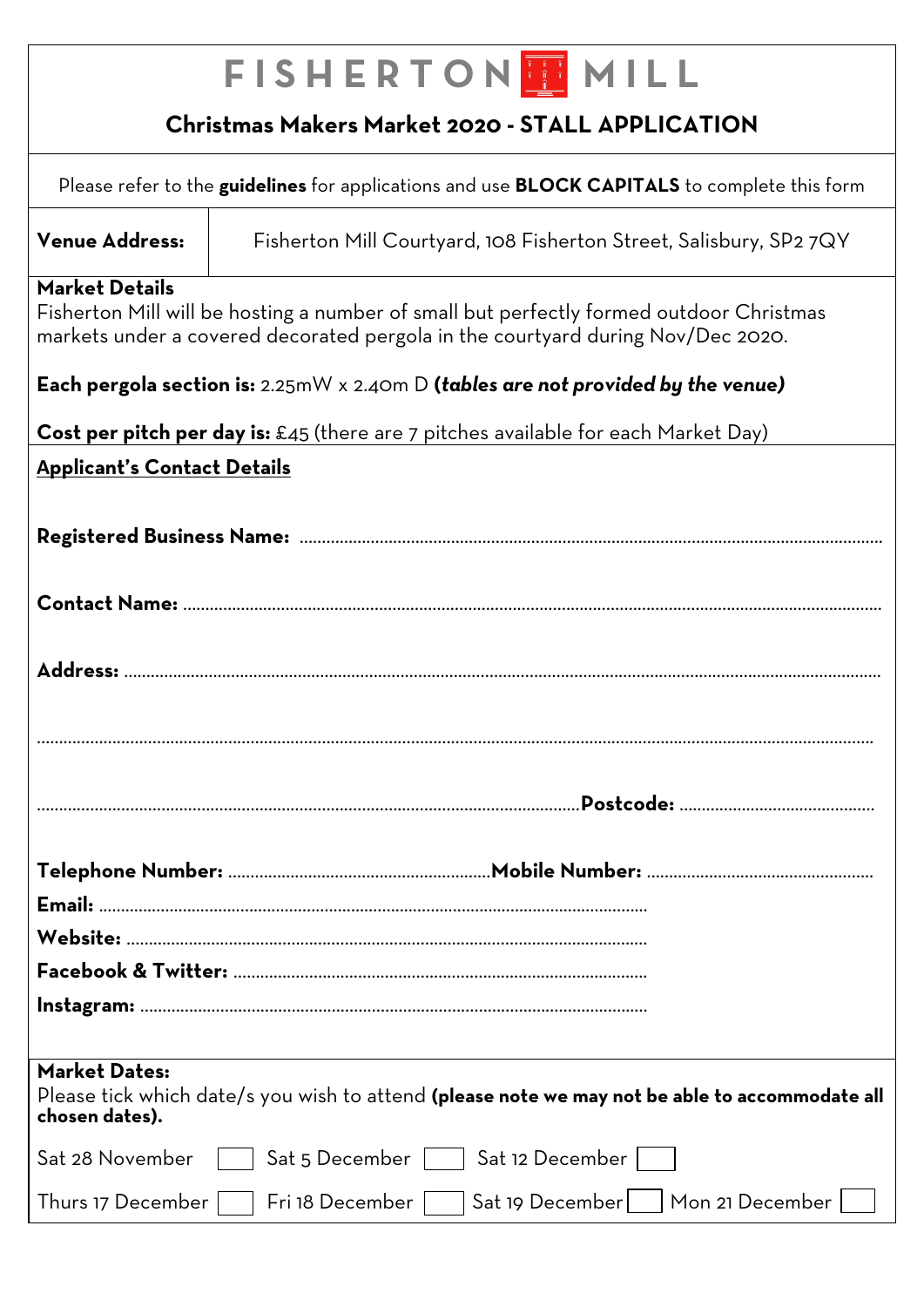# FISHERTON MILL

## Christmas Makers Market 2020 - STALL APPLICATION

Please refer to the **guidelines** for applications and use **BLOCK CAPITALS** to complete this form

| **Venue Address:** | Fisherton Mill Courtyard, 108 Fisherton Street, Salisbury, SP2 7QY |
|---|---|

**Market Details**
Fisherton Mill will be hosting a number of small but perfectly formed outdoor Christmas markets under a covered decorated pergola in the courtyard during Nov/Dec 2020.

**Each pergola section is:** 2.25mW x 2.40m D ***(tables are not provided by the venue)***

**Cost per pitch per day is:** £45 (there are 7 pitches available for each Market Day)

**Applicant's Contact Details**

**Registered Business Name:** ....................................................................................................

**Contact Name:** ....................................................................................................

**Address:** ....................................................................................................

....................................................................................................

....................................................................................................**Postcode:** ..........................................

**Telephone Number:** ...........................................**Mobile Number:** ...........................................

**Email:** ....................................................................................................

**Website:** ....................................................................................................

**Facebook & Twitter:** ....................................................................................................

**Instagram:** ....................................................................................................

**Market Dates:**
Please tick which date/s you wish to attend **(please note we may not be able to accommodate all chosen dates).**

Sat 28 November ☐ Sat 5 December ☐ Sat 12 December ☐

Thurs 17 December ☐ Fri 18 December ☐ Sat 19 December ☐ Mon 21 December ☐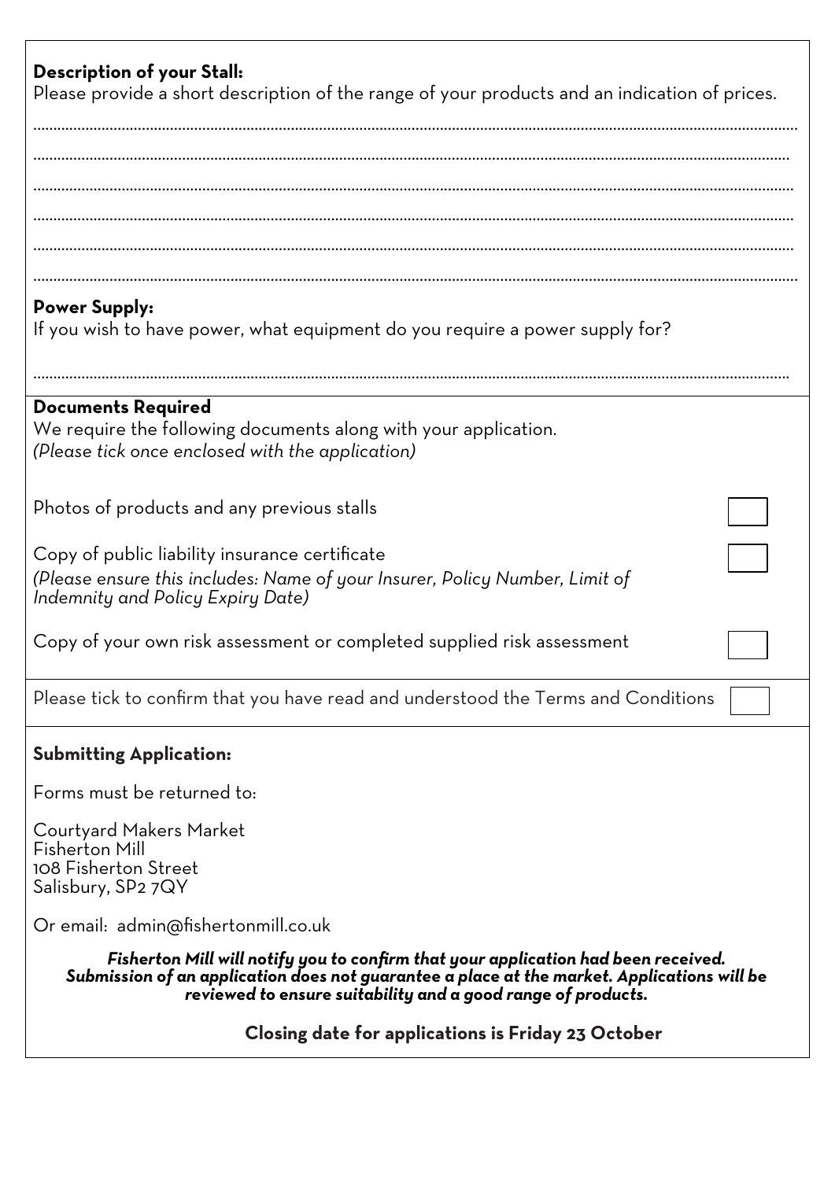**Description of your Stall:**

Please provide a short description of the range of your products and an indication of prices.

................................................................................................................................................................

................................................................................................................................................................

................................................................................................................................................................

................................................................................................................................................................

................................................................................................................................................................

................................................................................................................................................................

**Power Supply:**

If you wish to have power, what equipment do you require a power supply for?

................................................................................................................................................................

**Documents Required**

We require the following documents along with your application.
*(Please tick once enclosed with the application)*

Photos of products and any previous stalls ☐

Copy of public liability insurance certificate ☐
*(Please ensure this includes: Name of your Insurer, Policy Number, Limit of Indemnity and Policy Expiry Date)*

Copy of your own risk assessment or completed supplied risk assessment ☐

Please tick to confirm that you have read and understood the Terms and Conditions ☐

**Submitting Application:**

Forms must be returned to:

Courtyard Makers Market
Fisherton Mill
108 Fisherton Street
Salisbury, SP2 7QY

Or email: admin@fishertonmill.co.uk

***Fisherton Mill will notify you to confirm that your application had been received. Submission of an application does not guarantee a place at the market. Applications will be reviewed to ensure suitability and a good range of products.***

**Closing date for applications is Friday 23 October**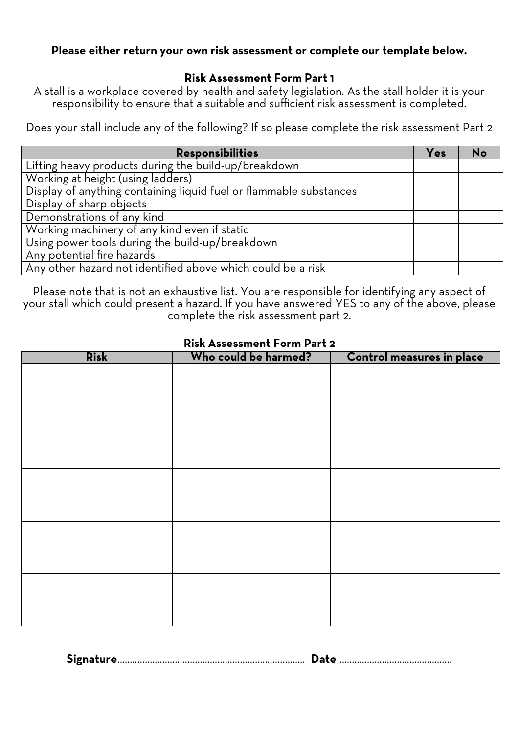**Please either return your own risk assessment or complete our template below.**

## Risk Assessment Form Part 1

A stall is a workplace covered by health and safety legislation. As the stall holder it is your responsibility to ensure that a suitable and sufficient risk assessment is completed.

Does your stall include any of the following? If so please complete the risk assessment Part 2

| Responsibilities | Yes | No |
|---|---|---|
| Lifting heavy products during the build-up/breakdown | | |
| Working at height (using ladders) | | |
| Display of anything containing liquid fuel or flammable substances | | |
| Display of sharp objects | | |
| Demonstrations of any kind | | |
| Working machinery of any kind even if static | | |
| Using power tools during the build-up/breakdown | | |
| Any potential fire hazards | | |
| Any other hazard not identified above which could be a risk | | |

Please note that is not an exhaustive list. You are responsible for identifying any aspect of your stall which could present a hazard. If you have answered YES to any of the above, please complete the risk assessment part 2.

## Risk Assessment Form Part 2

| Risk | Who could be harmed? | Control measures in place |
|---|---|---|
| | | |
| | | |
| | | |
| | | |
| | | |

**Signature**.......................................................................... **Date** ............................................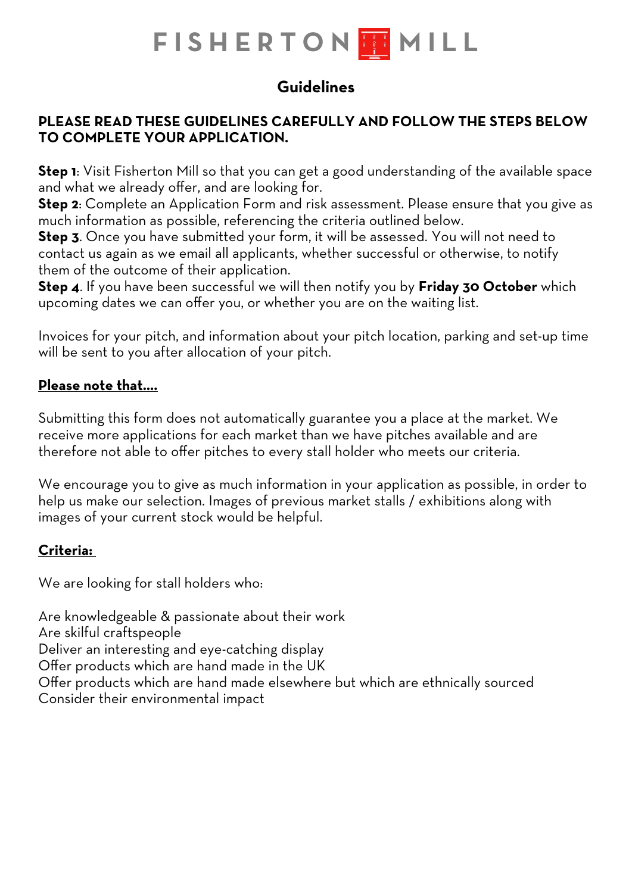# FISHERTON MILL

## Guidelines

**PLEASE READ THESE GUIDELINES CAREFULLY AND FOLLOW THE STEPS BELOW TO COMPLETE YOUR APPLICATION.**

**Step 1**: Visit Fisherton Mill so that you can get a good understanding of the available space and what we already offer, and are looking for.
**Step 2**: Complete an Application Form and risk assessment. Please ensure that you give as much information as possible, referencing the criteria outlined below.
**Step 3**. Once you have submitted your form, it will be assessed. You will not need to contact us again as we email all applicants, whether successful or otherwise, to notify them of the outcome of their application.
**Step 4**. If you have been successful we will then notify you by **Friday 30 October** which upcoming dates we can offer you, or whether you are on the waiting list.

Invoices for your pitch, and information about your pitch location, parking and set-up time will be sent to you after allocation of your pitch.

**<u>Please note that....</u>**

Submitting this form does not automatically guarantee you a place at the market. We receive more applications for each market than we have pitches available and are therefore not able to offer pitches to every stall holder who meets our criteria.

We encourage you to give as much information in your application as possible, in order to help us make our selection. Images of previous market stalls / exhibitions along with images of your current stock would be helpful.

**<u>Criteria:</u>**

We are looking for stall holders who:

Are knowledgeable & passionate about their work
Are skilful craftspeople
Deliver an interesting and eye-catching display
Offer products which are hand made in the UK
Offer products which are hand made elsewhere but which are ethnically sourced
Consider their environmental impact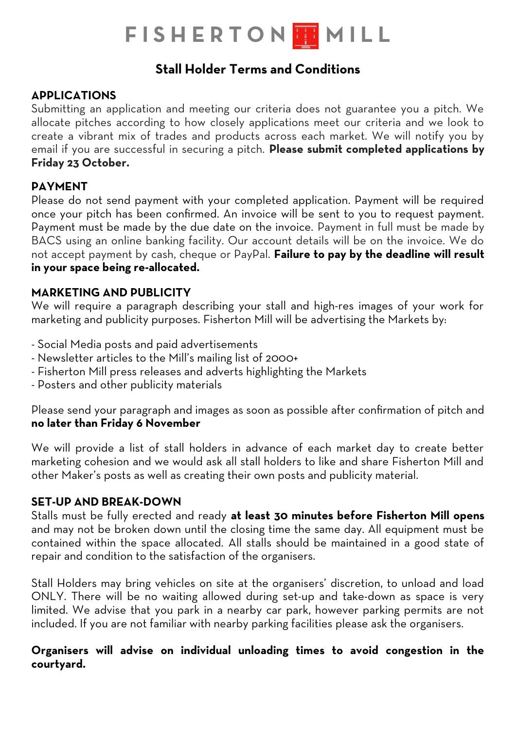# FISHERTON MILL

## Stall Holder Terms and Conditions

### APPLICATIONS

Submitting an application and meeting our criteria does not guarantee you a pitch. We allocate pitches according to how closely applications meet our criteria and we look to create a vibrant mix of trades and products across each market. We will notify you by email if you are successful in securing a pitch. **Please submit completed applications by Friday 23 October.**

### PAYMENT

Please do not send payment with your completed application. Payment will be required once your pitch has been confirmed. An invoice will be sent to you to request payment. Payment must be made by the due date on the invoice. Payment in full must be made by BACS using an online banking facility. Our account details will be on the invoice. We do not accept payment by cash, cheque or PayPal. **Failure to pay by the deadline will result in your space being re-allocated.**

### MARKETING AND PUBLICITY

We will require a paragraph describing your stall and high-res images of your work for marketing and publicity purposes. Fisherton Mill will be advertising the Markets by:

- Social Media posts and paid advertisements
- Newsletter articles to the Mill's mailing list of 2000+
- Fisherton Mill press releases and adverts highlighting the Markets
- Posters and other publicity materials

Please send your paragraph and images as soon as possible after confirmation of pitch and **no later than Friday 6 November**

We will provide a list of stall holders in advance of each market day to create better marketing cohesion and we would ask all stall holders to like and share Fisherton Mill and other Maker's posts as well as creating their own posts and publicity material.

### SET-UP AND BREAK-DOWN

Stalls must be fully erected and ready **at least 30 minutes before Fisherton Mill opens** and may not be broken down until the closing time the same day. All equipment must be contained within the space allocated. All stalls should be maintained in a good state of repair and condition to the satisfaction of the organisers.

Stall Holders may bring vehicles on site at the organisers' discretion, to unload and load ONLY. There will be no waiting allowed during set-up and take-down as space is very limited. We advise that you park in a nearby car park, however parking permits are not included. If you are not familiar with nearby parking facilities please ask the organisers.

**Organisers will advise on individual unloading times to avoid congestion in the courtyard.**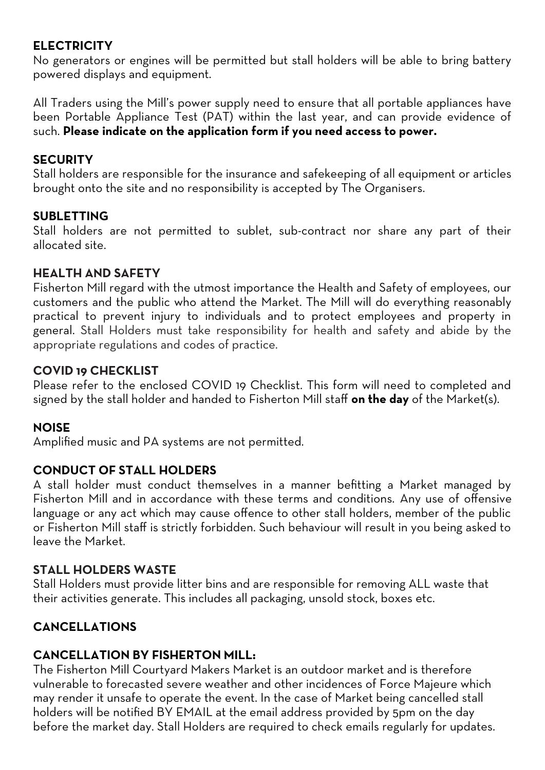## ELECTRICITY

No generators or engines will be permitted but stall holders will be able to bring battery powered displays and equipment.

All Traders using the Mill's power supply need to ensure that all portable appliances have been Portable Appliance Test (PAT) within the last year, and can provide evidence of such. **Please indicate on the application form if you need access to power.**

## SECURITY

Stall holders are responsible for the insurance and safekeeping of all equipment or articles brought onto the site and no responsibility is accepted by The Organisers.

## SUBLETTING

Stall holders are not permitted to sublet, sub-contract nor share any part of their allocated site.

## HEALTH AND SAFETY

Fisherton Mill regard with the utmost importance the Health and Safety of employees, our customers and the public who attend the Market. The Mill will do everything reasonably practical to prevent injury to individuals and to protect employees and property in general. Stall Holders must take responsibility for health and safety and abide by the appropriate regulations and codes of practice.

## COVID 19 CHECKLIST

Please refer to the enclosed COVID 19 Checklist. This form will need to completed and signed by the stall holder and handed to Fisherton Mill staff **on the day** of the Market(s).

## NOISE

Amplified music and PA systems are not permitted.

## CONDUCT OF STALL HOLDERS

A stall holder must conduct themselves in a manner befitting a Market managed by Fisherton Mill and in accordance with these terms and conditions. Any use of offensive language or any act which may cause offence to other stall holders, member of the public or Fisherton Mill staff is strictly forbidden. Such behaviour will result in you being asked to leave the Market.

## STALL HOLDERS WASTE

Stall Holders must provide litter bins and are responsible for removing ALL waste that their activities generate. This includes all packaging, unsold stock, boxes etc.

## CANCELLATIONS

### CANCELLATION BY FISHERTON MILL:

The Fisherton Mill Courtyard Makers Market is an outdoor market and is therefore vulnerable to forecasted severe weather and other incidences of Force Majeure which may render it unsafe to operate the event. In the case of Market being cancelled stall holders will be notified BY EMAIL at the email address provided by 5pm on the day before the market day. Stall Holders are required to check emails regularly for updates.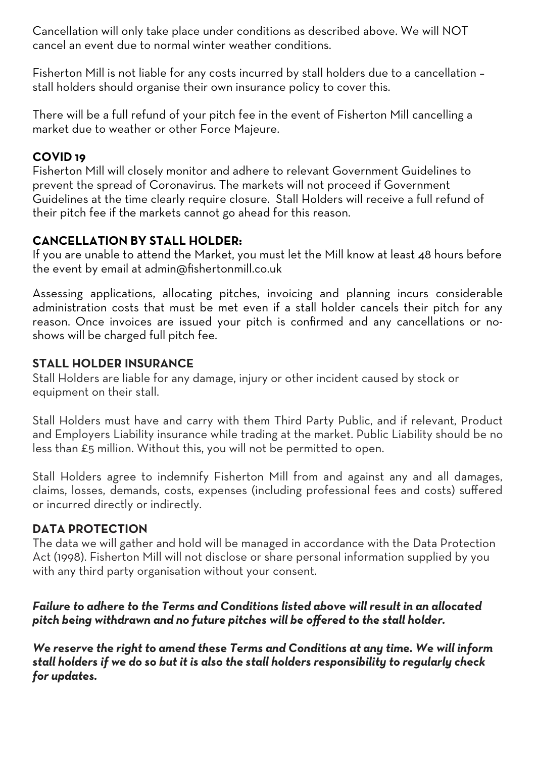Cancellation will only take place under conditions as described above. We will NOT cancel an event due to normal winter weather conditions.

Fisherton Mill is not liable for any costs incurred by stall holders due to a cancellation – stall holders should organise their own insurance policy to cover this.

There will be a full refund of your pitch fee in the event of Fisherton Mill cancelling a market due to weather or other Force Majeure.

**COVID 19**

Fisherton Mill will closely monitor and adhere to relevant Government Guidelines to prevent the spread of Coronavirus. The markets will not proceed if Government Guidelines at the time clearly require closure. Stall Holders will receive a full refund of their pitch fee if the markets cannot go ahead for this reason.

**CANCELLATION BY STALL HOLDER:**

If you are unable to attend the Market, you must let the Mill know at least 48 hours before the event by email at admin@fishertonmill.co.uk

Assessing applications, allocating pitches, invoicing and planning incurs considerable administration costs that must be met even if a stall holder cancels their pitch for any reason. Once invoices are issued your pitch is confirmed and any cancellations or no-shows will be charged full pitch fee.

**STALL HOLDER INSURANCE**

Stall Holders are liable for any damage, injury or other incident caused by stock or equipment on their stall.

Stall Holders must have and carry with them Third Party Public, and if relevant, Product and Employers Liability insurance while trading at the market. Public Liability should be no less than £5 million. Without this, you will not be permitted to open.

Stall Holders agree to indemnify Fisherton Mill from and against any and all damages, claims, losses, demands, costs, expenses (including professional fees and costs) suffered or incurred directly or indirectly.

**DATA PROTECTION**

The data we will gather and hold will be managed in accordance with the Data Protection Act (1998). Fisherton Mill will not disclose or share personal information supplied by you with any third party organisation without your consent.

***Failure to adhere to the Terms and Conditions listed above will result in an allocated pitch being withdrawn and no future pitches will be offered to the stall holder.***

***We reserve the right to amend these Terms and Conditions at any time. We will inform stall holders if we do so but it is also the stall holders responsibility to regularly check for updates.***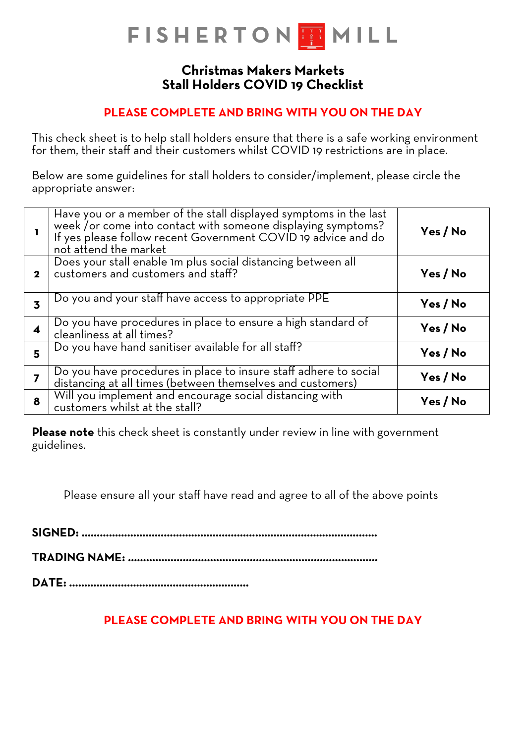# FISHERTON MILL

## Christmas Makers Markets
## Stall Holders COVID 19 Checklist

**PLEASE COMPLETE AND BRING WITH YOU ON THE DAY**

This check sheet is to help stall holders ensure that there is a safe working environment for them, their staff and their customers whilst COVID 19 restrictions are in place.

Below are some guidelines for stall holders to consider/implement, please circle the appropriate answer:

| | | |
|---|---|---|
| **1** | Have you or a member of the stall displayed symptoms in the last week /or come into contact with someone displaying symptoms? If yes please follow recent Government COVID 19 advice and do not attend the market | **Yes / No** |
| **2** | Does your stall enable 1m plus social distancing between all customers and customers and staff? | **Yes / No** |
| **3** | Do you and your staff have access to appropriate PPE | **Yes / No** |
| **4** | Do you have procedures in place to ensure a high standard of cleanliness at all times? | **Yes / No** |
| **5** | Do you have hand sanitiser available for all staff? | **Yes / No** |
| **7** | Do you have procedures in place to insure staff adhere to social distancing at all times (between themselves and customers) | **Yes / No** |
| **8** | Will you implement and encourage social distancing with customers whilst at the stall? | **Yes / No** |

**Please note** this check sheet is constantly under review in line with government guidelines.

Please ensure all your staff have read and agree to all of the above points

**SIGNED: ..............................................................................................**

**TRADING NAME: ................................................................................**

**DATE: .........................................................**

**PLEASE COMPLETE AND BRING WITH YOU ON THE DAY**